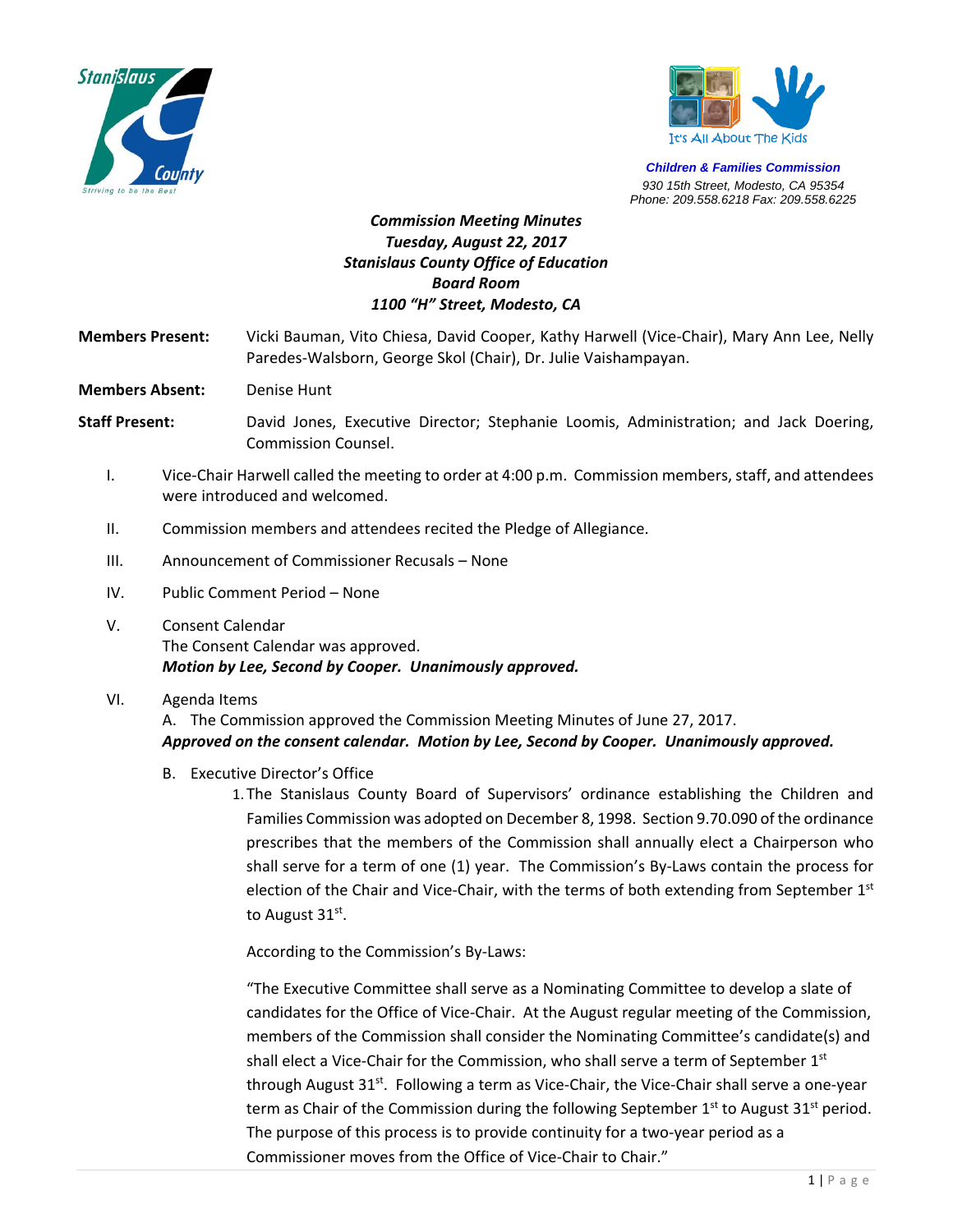**Children & Families Commission**
*930 15th Street, Modesto, CA 95354*
*Phone: 209.558.6218 Fax: 209.558.6225*

***Commission Meeting Minutes***
***Tuesday, August 22, 2017***
***Stanislaus County Office of Education***
***Board Room***
***1100 "H" Street, Modesto, CA***

**Members Present:** Vicki Bauman, Vito Chiesa, David Cooper, Kathy Harwell (Vice-Chair), Mary Ann Lee, Nelly Paredes-Walsborn, George Skol (Chair), Dr. Julie Vaishampayan.

**Members Absent:** Denise Hunt

**Staff Present:** David Jones, Executive Director; Stephanie Loomis, Administration; and Jack Doering, Commission Counsel.

I. Vice-Chair Harwell called the meeting to order at 4:00 p.m. Commission members, staff, and attendees were introduced and welcomed.

II. Commission members and attendees recited the Pledge of Allegiance.

III. Announcement of Commissioner Recusals – None

IV. Public Comment Period – None

V. Consent Calendar
The Consent Calendar was approved.
***Motion by Lee, Second by Cooper. Unanimously approved.***

VI. Agenda Items
A. The Commission approved the Commission Meeting Minutes of June 27, 2017.
***Approved on the consent calendar. Motion by Lee, Second by Cooper. Unanimously approved.***

B. Executive Director's Office

1. The Stanislaus County Board of Supervisors' ordinance establishing the Children and Families Commission was adopted on December 8, 1998. Section 9.70.090 of the ordinance prescribes that the members of the Commission shall annually elect a Chairperson who shall serve for a term of one (1) year. The Commission's By-Laws contain the process for election of the Chair and Vice-Chair, with the terms of both extending from September 1st to August 31st.

According to the Commission's By-Laws:

"The Executive Committee shall serve as a Nominating Committee to develop a slate of candidates for the Office of Vice-Chair. At the August regular meeting of the Commission, members of the Commission shall consider the Nominating Committee's candidate(s) and shall elect a Vice-Chair for the Commission, who shall serve a term of September 1st through August 31st. Following a term as Vice-Chair, the Vice-Chair shall serve a one-year term as Chair of the Commission during the following September 1st to August 31st period. The purpose of this process is to provide continuity for a two-year period as a Commissioner moves from the Office of Vice-Chair to Chair."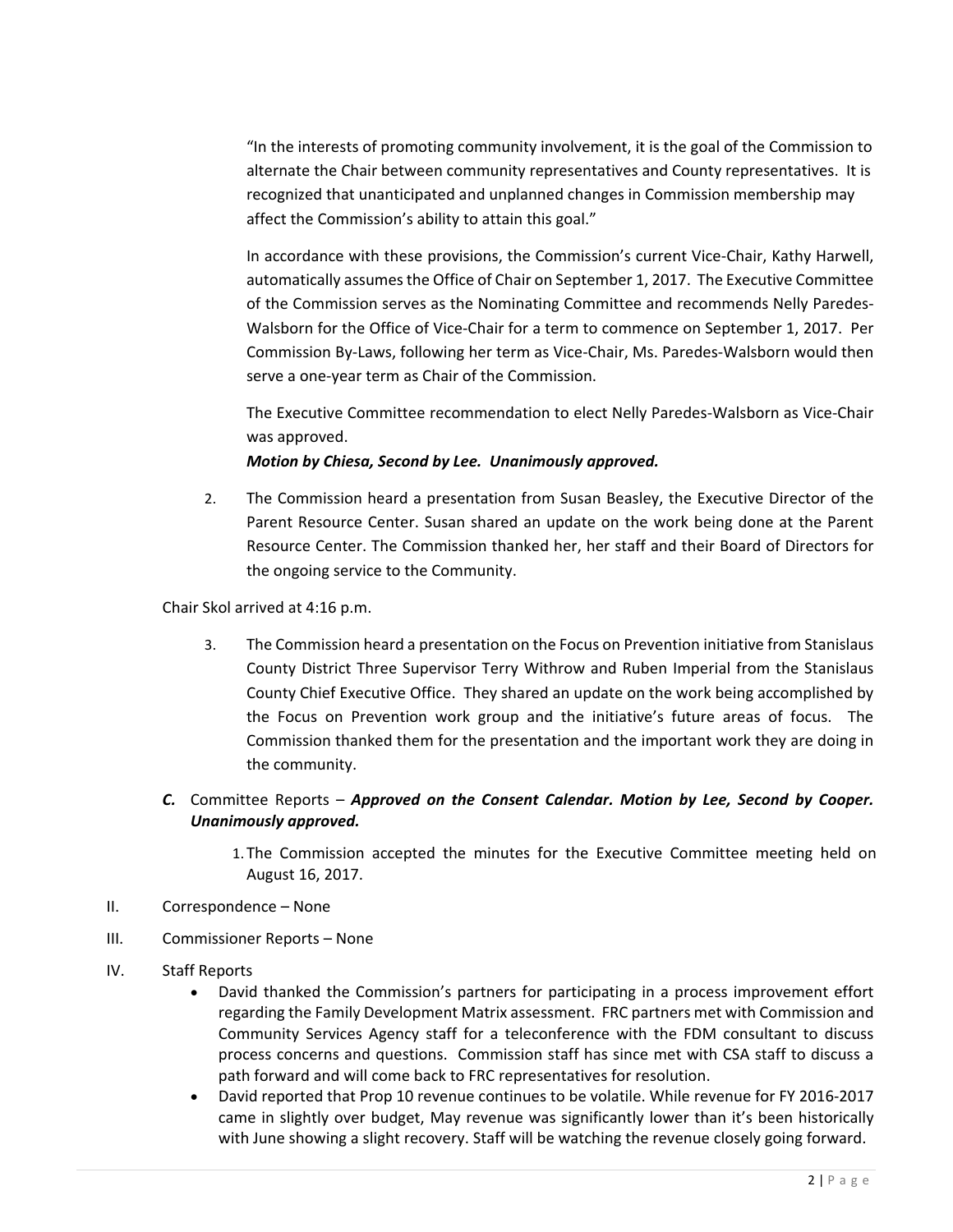"In the interests of promoting community involvement, it is the goal of the Commission to alternate the Chair between community representatives and County representatives. It is recognized that unanticipated and unplanned changes in Commission membership may affect the Commission's ability to attain this goal."

In accordance with these provisions, the Commission's current Vice-Chair, Kathy Harwell, automatically assumes the Office of Chair on September 1, 2017. The Executive Committee of the Commission serves as the Nominating Committee and recommends Nelly Paredes-Walsborn for the Office of Vice-Chair for a term to commence on September 1, 2017. Per Commission By-Laws, following her term as Vice-Chair, Ms. Paredes-Walsborn would then serve a one-year term as Chair of the Commission.

The Executive Committee recommendation to elect Nelly Paredes-Walsborn as Vice-Chair was approved.

***Motion by Chiesa, Second by Lee. Unanimously approved.***

2. The Commission heard a presentation from Susan Beasley, the Executive Director of the Parent Resource Center. Susan shared an update on the work being done at the Parent Resource Center. The Commission thanked her, her staff and their Board of Directors for the ongoing service to the Community.

Chair Skol arrived at 4:16 p.m.

3. The Commission heard a presentation on the Focus on Prevention initiative from Stanislaus County District Three Supervisor Terry Withrow and Ruben Imperial from the Stanislaus County Chief Executive Office. They shared an update on the work being accomplished by the Focus on Prevention work group and the initiative's future areas of focus. The Commission thanked them for the presentation and the important work they are doing in the community.

***C.*** Committee Reports – ***Approved on the Consent Calendar. Motion by Lee, Second by Cooper. Unanimously approved.***

1. The Commission accepted the minutes for the Executive Committee meeting held on August 16, 2017.

II. Correspondence – None

III. Commissioner Reports – None

IV. Staff Reports

- David thanked the Commission's partners for participating in a process improvement effort regarding the Family Development Matrix assessment. FRC partners met with Commission and Community Services Agency staff for a teleconference with the FDM consultant to discuss process concerns and questions. Commission staff has since met with CSA staff to discuss a path forward and will come back to FRC representatives for resolution.
- David reported that Prop 10 revenue continues to be volatile. While revenue for FY 2016-2017 came in slightly over budget, May revenue was significantly lower than it's been historically with June showing a slight recovery. Staff will be watching the revenue closely going forward.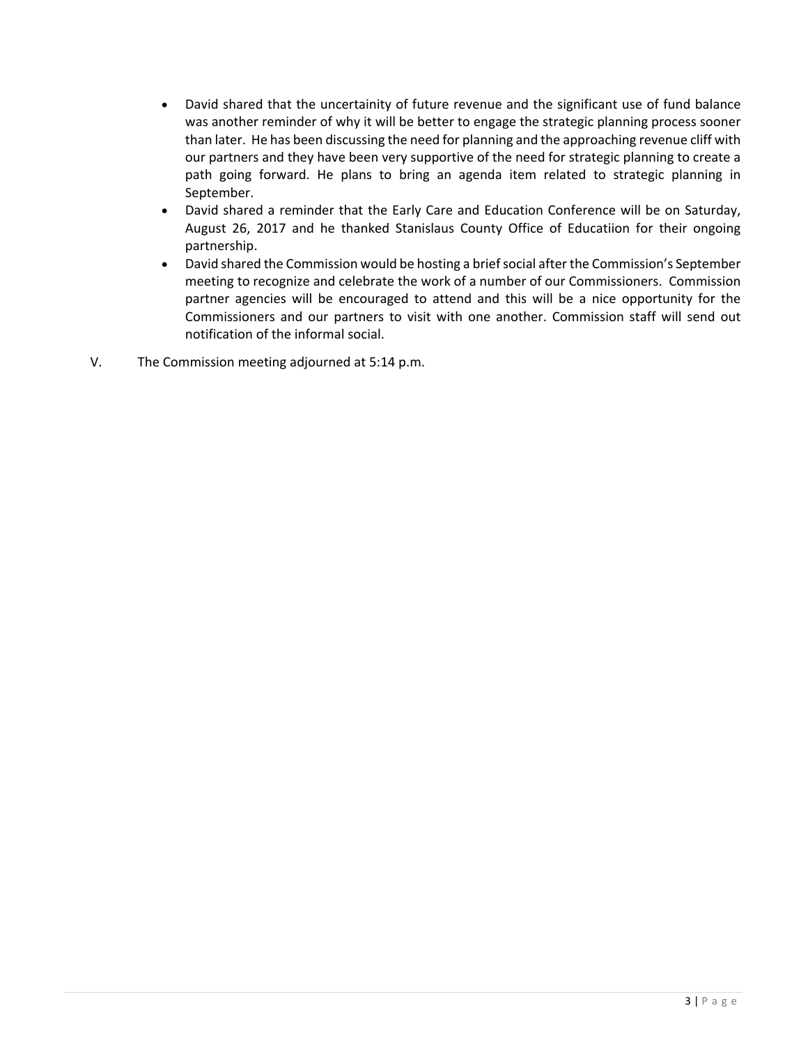- David shared that the uncertainity of future revenue and the significant use of fund balance was another reminder of why it will be better to engage the strategic planning process sooner than later. He has been discussing the need for planning and the approaching revenue cliff with our partners and they have been very supportive of the need for strategic planning to create a path going forward. He plans to bring an agenda item related to strategic planning in September.
- David shared a reminder that the Early Care and Education Conference will be on Saturday, August 26, 2017 and he thanked Stanislaus County Office of Educatiion for their ongoing partnership.
- David shared the Commission would be hosting a brief social after the Commission's September meeting to recognize and celebrate the work of a number of our Commissioners. Commission partner agencies will be encouraged to attend and this will be a nice opportunity for the Commissioners and our partners to visit with one another. Commission staff will send out notification of the informal social.

V. The Commission meeting adjourned at 5:14 p.m.